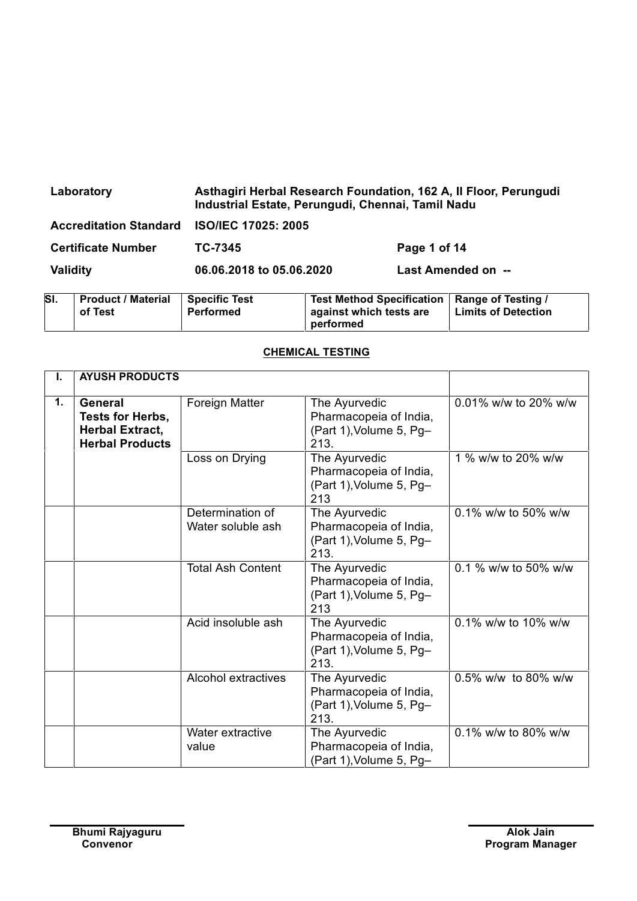| Laboratory | Asthagiri Herbal Research Foundation, 162 A, II Floor, Perungudi Industrial Estate, Perungudi, Chennai, Tamil Nadu | |
|---|---|---|
| Accreditation Standard | ISO/IEC 17025: 2005 | |
| Certificate Number | TC-7345 | |
| Validity | 06.06.2018 to 05.06.2020 | Last Amended on -- |

## CHEMICAL TESTING

| SI. | Product / Material of Test | Specific Test Performed | Test Method Specification against which tests are performed | Range of Testing / Limits of Detection |
|---|---|---|---|---|
| I. | AYUSH PRODUCTS | | | |
| 1. | General Tests for Herbs, Herbal Extract, Herbal Products | Foreign Matter | The Ayurvedic Pharmacopeia of India, (Part 1),Volume 5, Pg–213. | 0.01% w/w to 20% w/w |
| | | Loss on Drying | The Ayurvedic Pharmacopeia of India, (Part 1),Volume 5, Pg–213 | 1 % w/w to 20% w/w |
| | | Determination of Water soluble ash | The Ayurvedic Pharmacopeia of India, (Part 1),Volume 5, Pg–213. | 0.1% w/w to 50% w/w |
| | | Total Ash Content | The Ayurvedic Pharmacopeia of India, (Part 1),Volume 5, Pg–213 | 0.1 % w/w to 50% w/w |
| | | Acid insoluble ash | The Ayurvedic Pharmacopeia of India, (Part 1),Volume 5, Pg–213. | 0.1% w/w to 10% w/w |
| | | Alcohol extractives | The Ayurvedic Pharmacopeia of India, (Part 1),Volume 5, Pg–213. | 0.5% w/w to 80% w/w |
| | | Water extractive value | The Ayurvedic Pharmacopeia of India, (Part 1),Volume 5, Pg– | 0.1% w/w to 80% w/w |

Bhumi Rajyaguru
Convenor

Alok Jain
Program Manager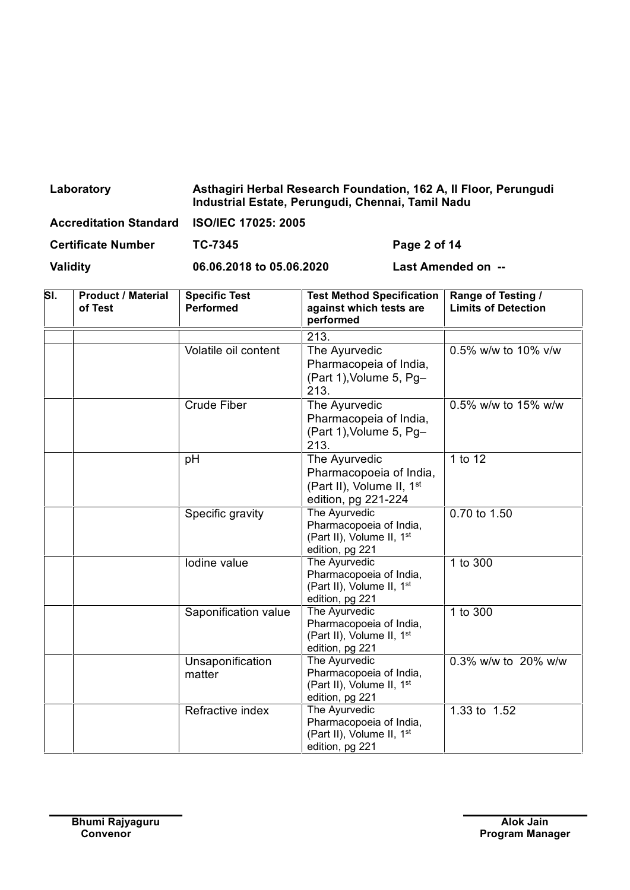| Laboratory | Asthagiri Herbal Research Foundation, 162 A, II Floor, Perungudi Industrial Estate, Perungudi, Chennai, Tamil Nadu | |
|---|---|---|
| Accreditation Standard | ISO/IEC 17025: 2005 | |
| Certificate Number | TC-7345 | |
| Validity | 06.06.2018 to 05.06.2020 | Last Amended on -- |

| Sl. | Product / Material of Test | Specific Test Performed | Test Method Specification against which tests are performed | Range of Testing / Limits of Detection |
|---|---|---|---|---|
| | | | 213. | |
| | | Volatile oil content | The Ayurvedic Pharmacopeia of India, (Part 1),Volume 5, Pg– 213. | 0.5% w/w to 10% v/w |
| | | Crude Fiber | The Ayurvedic Pharmacopeia of India, (Part 1),Volume 5, Pg– 213. | 0.5% w/w to 15% w/w |
| | | pH | The Ayurvedic Pharmacopoeia of India, (Part II), Volume II, 1st edition, pg 221-224 | 1 to 12 |
| | | Specific gravity | The Ayurvedic Pharmacopoeia of India, (Part II), Volume II, 1st edition, pg 221 | 0.70 to 1.50 |
| | | Iodine value | The Ayurvedic Pharmacopoeia of India, (Part II), Volume II, 1st edition, pg 221 | 1 to 300 |
| | | Saponification value | The Ayurvedic Pharmacopoeia of India, (Part II), Volume II, 1st edition, pg 221 | 1 to 300 |
| | | Unsaponification matter | The Ayurvedic Pharmacopoeia of India, (Part II), Volume II, 1st edition, pg 221 | 0.3% w/w to 20% w/w |
| | | Refractive index | The Ayurvedic Pharmacopoeia of India, (Part II), Volume II, 1st edition, pg 221 | 1.33 to 1.52 |

**Bhumi Rajyaguru**
**Convenor**

**Alok Jain**
**Program Manager**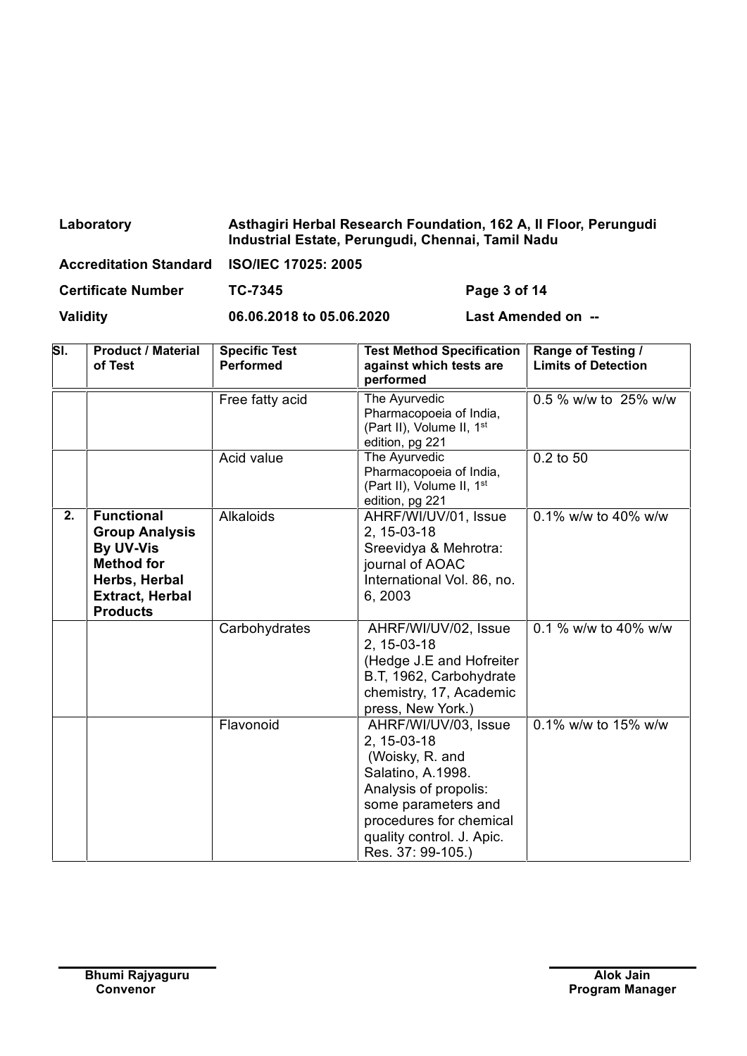| | | | |
|---|---|---|---|
| **Laboratory** | **Asthagiri Herbal Research Foundation, 162 A, II Floor, Perungudi Industrial Estate, Perungudi, Chennai, Tamil Nadu** | | |
| **Accreditation Standard** | **ISO/IEC 17025: 2005** | | |
| **Certificate Number** | **TC-7345** | | |
| **Validity** | **06.06.2018 to 05.06.2020** | **Last Amended on --** | |

| SI. | Product / Material of Test | Specific Test Performed | Test Method Specification against which tests are performed | Range of Testing / Limits of Detection |
|---|---|---|---|---|
| | | Free fatty acid | The Ayurvedic Pharmacopoeia of India, (Part II), Volume II, 1st edition, pg 221 | 0.5 % w/w to 25% w/w |
| | | Acid value | The Ayurvedic Pharmacopoeia of India, (Part II), Volume II, 1st edition, pg 221 | 0.2 to 50 |
| **2.** | **Functional Group Analysis By UV-Vis Method for Herbs, Herbal Extract, Herbal Products** | Alkaloids | AHRF/WI/UV/01, Issue 2, 15-03-18 Sreevidya & Mehrotra: journal of AOAC International Vol. 86, no. 6, 2003 | 0.1% w/w to 40% w/w |
| | | Carbohydrates | AHRF/WI/UV/02, Issue 2, 15-03-18 (Hedge J.E and Hofreiter B.T, 1962, Carbohydrate chemistry, 17, Academic press, New York.) | 0.1 % w/w to 40% w/w |
| | | Flavonoid | AHRF/WI/UV/03, Issue 2, 15-03-18 (Woisky, R. and Salatino, A.1998. Analysis of propolis: some parameters and procedures for chemical quality control. J. Apic. Res. 37: 99-105.) | 0.1% w/w to 15% w/w |

**Bhumi Rajyaguru**
**Convenor**

**Alok Jain**
**Program Manager**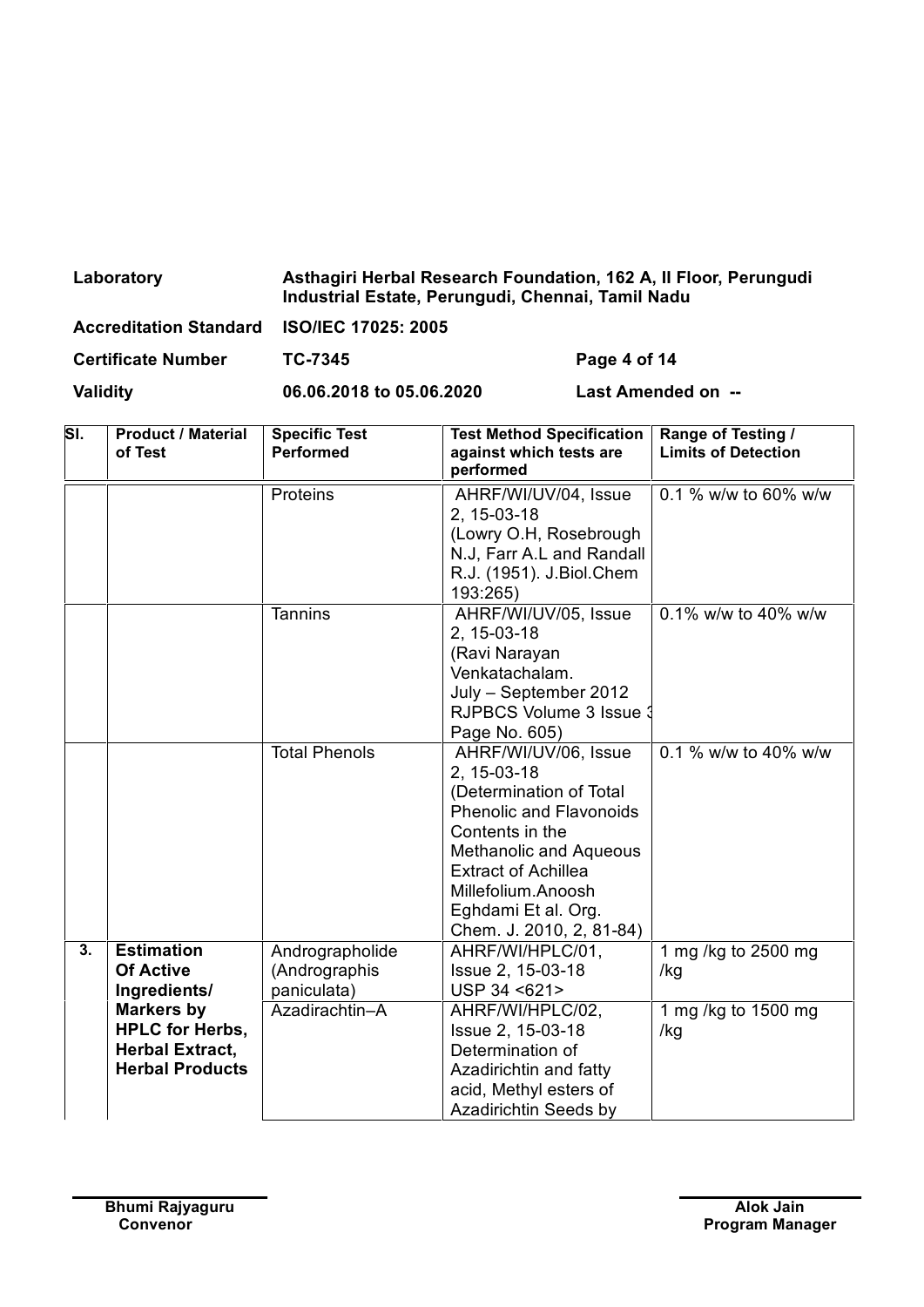| Laboratory | Asthagiri Herbal Research Foundation, 162 A, II Floor, Perungudi Industrial Estate, Perungudi, Chennai, Tamil Nadu | |
|---|---|---|
| Accreditation Standard | ISO/IEC 17025: 2005 | |
| Certificate Number | TC-7345 | Page 4 of 14 |
| Validity | 06.06.2018 to 05.06.2020 | Last Amended on -- |

| Sl. | Product / Material of Test | Specific Test Performed | Test Method Specification against which tests are performed | Range of Testing / Limits of Detection |
|---|---|---|---|---|
| | | Proteins | AHRF/WI/UV/04, Issue 2, 15-03-18 (Lowry O.H, Rosebrough N.J, Farr A.L and Randall R.J. (1951). J.Biol.Chem 193:265) | 0.1 % w/w to 60% w/w |
| | | Tannins | AHRF/WI/UV/05, Issue 2, 15-03-18 (Ravi Narayan Venkatachalam. July – September 2012 RJPBCS Volume 3 Issue 3 Page No. 605) | 0.1% w/w to 40% w/w |
| | | Total Phenols | AHRF/WI/UV/06, Issue 2, 15-03-18 (Determination of Total Phenolic and Flavonoids Contents in the Methanolic and Aqueous Extract of Achillea Millefolium.Anoosh Eghdami Et al. Org. Chem. J. 2010, 2, 81-84) | 0.1 % w/w to 40% w/w |
| 3. | **Estimation Of Active Ingredients/ Markers by HPLC for Herbs, Herbal Extract, Herbal Products** | Andrographolide (Andrographis paniculata) | AHRF/WI/HPLC/01, Issue 2, 15-03-18 USP 34 <621> | 1 mg /kg to 2500 mg /kg |
| | | Azadirachtin–A | AHRF/WI/HPLC/02, Issue 2, 15-03-18 Determination of Azadirichtin and fatty acid, Methyl esters of Azadirichtin Seeds by | 1 mg /kg to 1500 mg /kg |

**Bhumi Rajyaguru**
Convenor

**Alok Jain**
Program Manager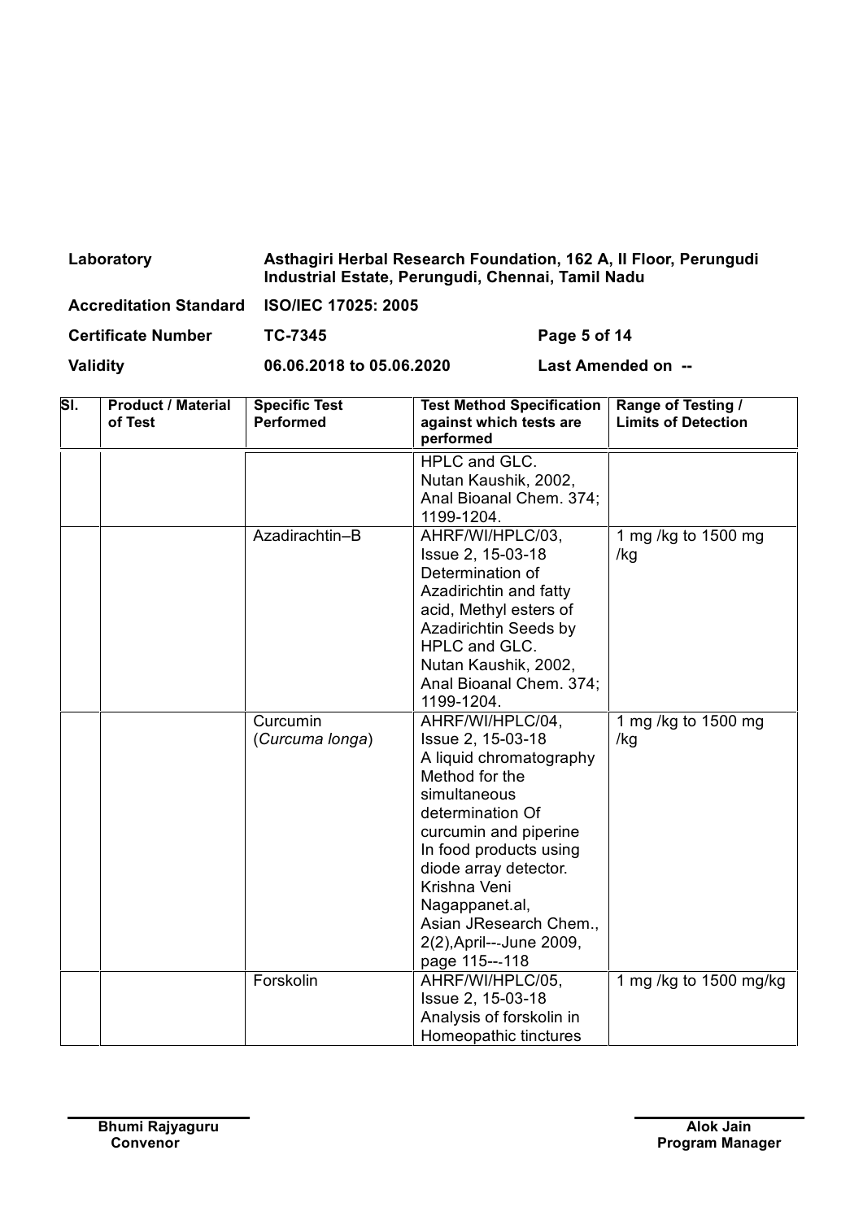| Laboratory | Asthagiri Herbal Research Foundation, 162 A, II Floor, Perungudi Industrial Estate, Perungudi, Chennai, Tamil Nadu | |
|---|---|---|
| Accreditation Standard | ISO/IEC 17025: 2005 | |
| Certificate Number | TC-7345 | Page 5 of 14 |
| Validity | 06.06.2018 to 05.06.2020 | Last Amended on -- |

| Sl. | Product / Material of Test | Specific Test Performed | Test Method Specification against which tests are performed | Range of Testing / Limits of Detection |
|---|---|---|---|---|
| | | | HPLC and GLC. Nutan Kaushik, 2002, Anal Bioanal Chem. 374; 1199-1204. | |
| | | Azadirachtin–B | AHRF/WI/HPLC/03, Issue 2, 15-03-18 Determination of Azadirichtin and fatty acid, Methyl esters of Azadirichtin Seeds by HPLC and GLC. Nutan Kaushik, 2002, Anal Bioanal Chem. 374; 1199-1204. | 1 mg /kg to 1500 mg /kg |
| | | Curcumin (*Curcuma longa*) | AHRF/WI/HPLC/04, Issue 2, 15-03-18 A liquid chromatography Method for the simultaneous determination Of curcumin and piperine In food products using diode array detector. Krishna Veni Nagappanet.al, Asian JResearch Chem., 2(2),April---June 2009, page 115---118 | 1 mg /kg to 1500 mg /kg |
| | | Forskolin | AHRF/WI/HPLC/05, Issue 2, 15-03-18 Analysis of forskolin in Homeopathic tinctures | 1 mg /kg to 1500 mg/kg |

**Bhumi Rajyaguru**
**Convenor**

**Alok Jain**
**Program Manager**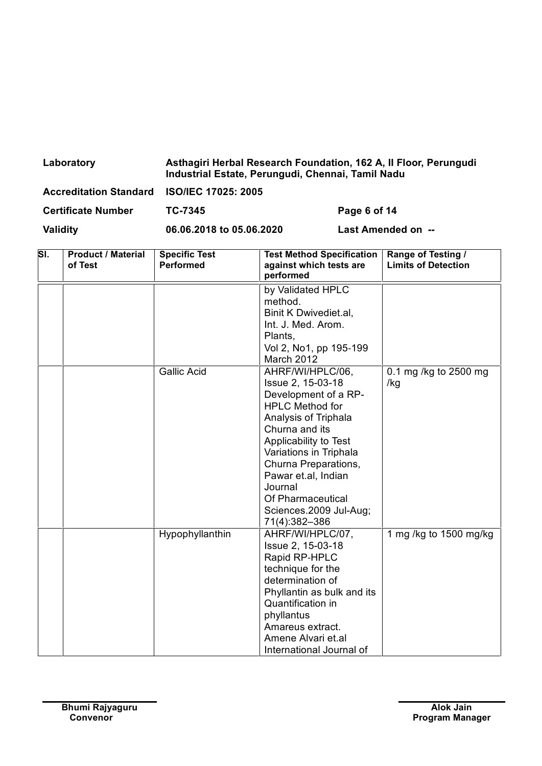| Laboratory | Asthagiri Herbal Research Foundation, 162 A, II Floor, Perungudi Industrial Estate, Perungudi, Chennai, Tamil Nadu | |
|---|---|---|
| Accreditation Standard | ISO/IEC 17025: 2005 | |
| Certificate Number | TC-7345 | Page 6 of 14 |
| Validity | 06.06.2018 to 05.06.2020 | Last Amended on -- |

| Sl. | Product / Material of Test | Specific Test Performed | Test Method Specification against which tests are performed | Range of Testing / Limits of Detection |
|---|---|---|---|---|
| | | | by Validated HPLC method. Binit K Dwivediet.al, Int. J. Med. Arom. Plants, Vol 2, No1, pp 195-199 March 2012 | |
| | | Gallic Acid | AHRF/WI/HPLC/06, Issue 2, 15-03-18 Development of a RP-HPLC Method for Analysis of Triphala Churna and its Applicability to Test Variations in Triphala Churna Preparations, Pawar et.al, Indian Journal Of Pharmaceutical Sciences.2009 Jul-Aug; 71(4):382–386 | 0.1 mg /kg to 2500 mg /kg |
| | | Hypophyllanthin | AHRF/WI/HPLC/07, Issue 2, 15-03-18 Rapid RP-HPLC technique for the determination of Phyllantin as bulk and its Quantification in phyllantus Amareus extract. Amene Alvari et.al International Journal of | 1 mg /kg to 1500 mg/kg |

Bhumi Rajyaguru
Convenor

Alok Jain
Program Manager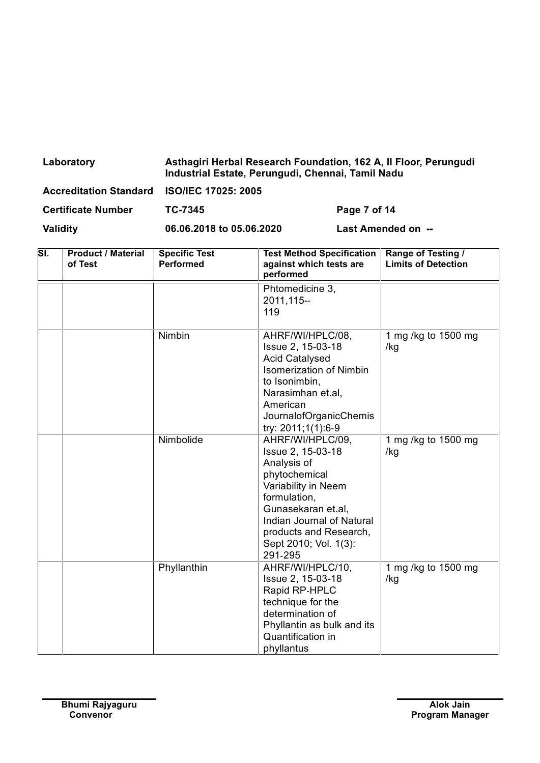| Laboratory | Asthagiri Herbal Research Foundation, 162 A, II Floor, Perungudi Industrial Estate, Perungudi, Chennai, Tamil Nadu | |
|---|---|---|
| Accreditation Standard | ISO/IEC 17025: 2005 | |
| Certificate Number | TC-7345 | Page 7 of 14 |
| Validity | 06.06.2018 to 05.06.2020 | Last Amended on -- |

| Sl. | Product / Material of Test | Specific Test Performed | Test Method Specification against which tests are performed | Range of Testing / Limits of Detection |
|---|---|---|---|---|
| | | | Phtomedicine 3, 2011,115-- 119 | |
| | | Nimbin | AHRF/WI/HPLC/08, Issue 2, 15-03-18 Acid Catalysed Isomerization of Nimbin to Isonimbin, Narasimhan et.al, American JournalofOrganicChemistry: 2011;1(1):6-9 | 1 mg /kg to 1500 mg /kg |
| | | Nimbolide | AHRF/WI/HPLC/09, Issue 2, 15-03-18 Analysis of phytochemical Variability in Neem formulation, Gunasekaran et.al, Indian Journal of Natural products and Research, Sept 2010; Vol. 1(3): 291-295 | 1 mg /kg to 1500 mg /kg |
| | | Phyllanthin | AHRF/WI/HPLC/10, Issue 2, 15-03-18 Rapid RP-HPLC technique for the determination of Phyllantin as bulk and its Quantification in phyllantus | 1 mg /kg to 1500 mg /kg |

Bhumi Rajyaguru
Convenor

Alok Jain
Program Manager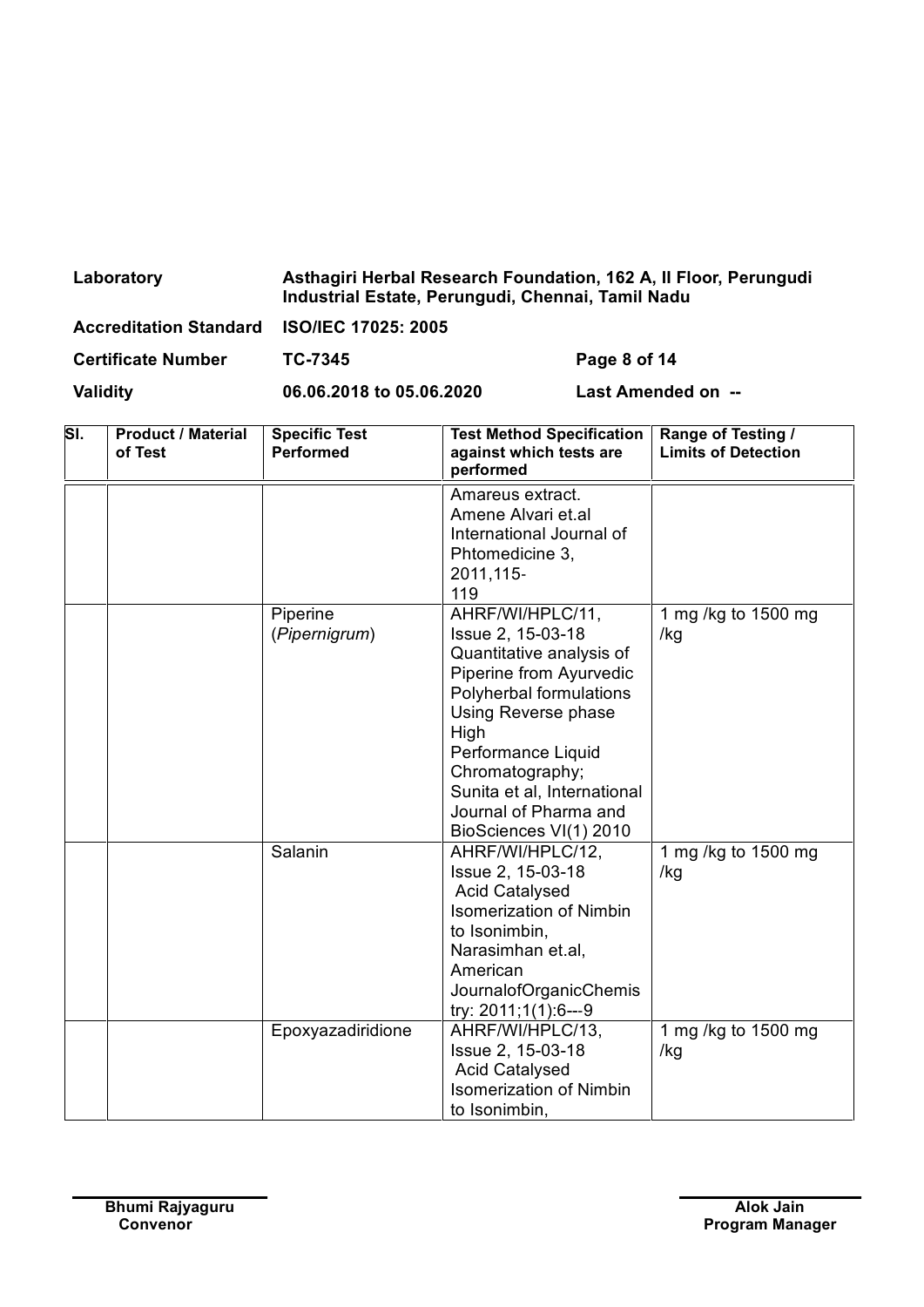| Laboratory | Asthagiri Herbal Research Foundation, 162 A, II Floor, Perungudi Industrial Estate, Perungudi, Chennai, Tamil Nadu | |
|---|---|---|
| Accreditation Standard | ISO/IEC 17025: 2005 | |
| Certificate Number | TC-7345 | Page 8 of 14 |
| Validity | 06.06.2018 to 05.06.2020 | Last Amended on -- |

| Sl. | Product / Material of Test | Specific Test Performed | Test Method Specification against which tests are performed | Range of Testing / Limits of Detection |
|---|---|---|---|---|
| | | | Amareus extract. Amene Alvari et.al International Journal of Phtomedicine 3, 2011,115-119 | |
| | | Piperine (*Pipernigrum*) | AHRF/WI/HPLC/11, Issue 2, 15-03-18 Quantitative analysis of Piperine from Ayurvedic Polyherbal formulations Using Reverse phase High Performance Liquid Chromatography; Sunita et al, International Journal of Pharma and BioSciences VI(1) 2010 | 1 mg /kg to 1500 mg /kg |
| | | Salanin | AHRF/WI/HPLC/12, Issue 2, 15-03-18 Acid Catalysed Isomerization of Nimbin to Isonimbin, Narasimhan et.al, American JournalofOrganicChemistry: 2011;1(1):6---9 | 1 mg /kg to 1500 mg /kg |
| | | Epoxyazadiridione | AHRF/WI/HPLC/13, Issue 2, 15-03-18 Acid Catalysed Isomerization of Nimbin to Isonimbin, | 1 mg /kg to 1500 mg /kg |

**Bhumi Rajyaguru**
**Convenor**

**Alok Jain**
**Program Manager**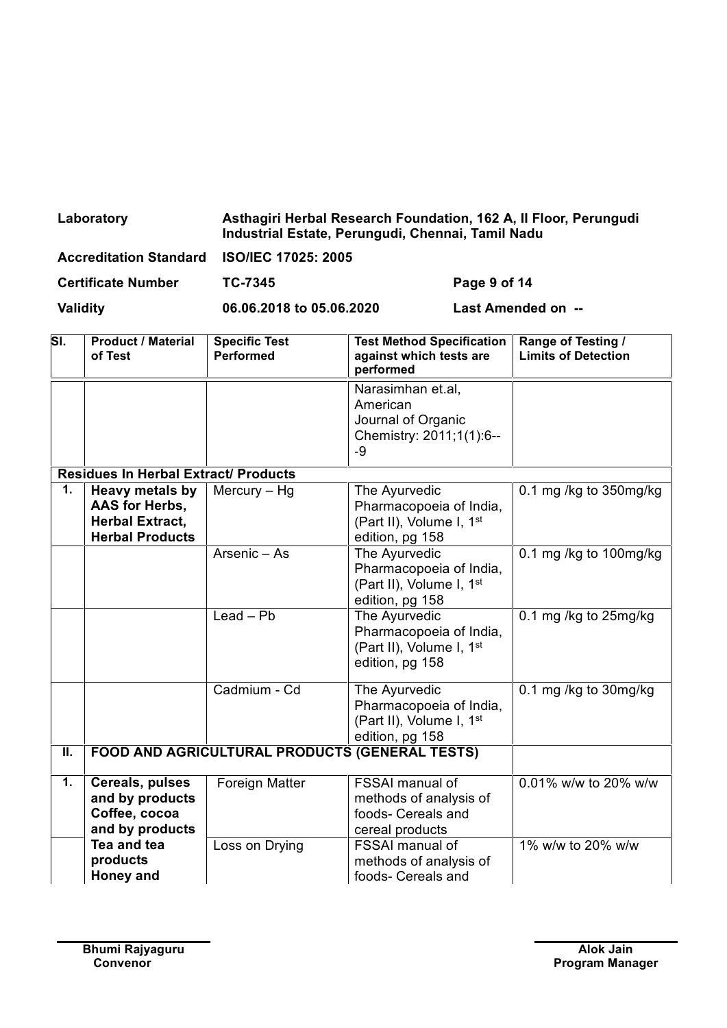| Laboratory | Asthagiri Herbal Research Foundation, 162 A, II Floor, Perungudi Industrial Estate, Perungudi, Chennai, Tamil Nadu | |
|---|---|---|
| Accreditation Standard | ISO/IEC 17025: 2005 | |
| Certificate Number | TC-7345 | Page 9 of 14 |
| Validity | 06.06.2018 to 05.06.2020 | Last Amended on -- |

| Sl. | Product / Material of Test | Specific Test Performed | Test Method Specification against which tests are performed | Range of Testing / Limits of Detection |
|---|---|---|---|---|
| | | | Narasimhan et.al, American Journal of Organic Chemistry: 2011;1(1):6---9 | |
| **Residues In Herbal Extract/ Products** | | | | |
| 1. | **Heavy metals by AAS for Herbs, Herbal Extract, Herbal Products** | Mercury – Hg | The Ayurvedic Pharmacopoeia of India, (Part II), Volume I, 1st edition, pg 158 | 0.1 mg /kg to 350mg/kg |
| | | Arsenic – As | The Ayurvedic Pharmacopoeia of India, (Part II), Volume I, 1st edition, pg 158 | 0.1 mg /kg to 100mg/kg |
| | | Lead – Pb | The Ayurvedic Pharmacopoeia of India, (Part II), Volume I, 1st edition, pg 158 | 0.1 mg /kg to 25mg/kg |
| | | Cadmium - Cd | The Ayurvedic Pharmacopoeia of India, (Part II), Volume I, 1st edition, pg 158 | 0.1 mg /kg to 30mg/kg |
| **II.** | **FOOD AND AGRICULTURAL PRODUCTS (GENERAL TESTS)** | | | |
| 1. | **Cereals, pulses and by products Coffee, cocoa and by products** | Foreign Matter | FSSAI manual of methods of analysis of foods- Cereals and cereal products | 0.01% w/w to 20% w/w |
| | **Tea and tea products Honey and** | Loss on Drying | FSSAI manual of methods of analysis of foods- Cereals and | 1% w/w to 20% w/w |

**Bhumi Rajyaguru**
**Convenor**

**Alok Jain**
**Program Manager**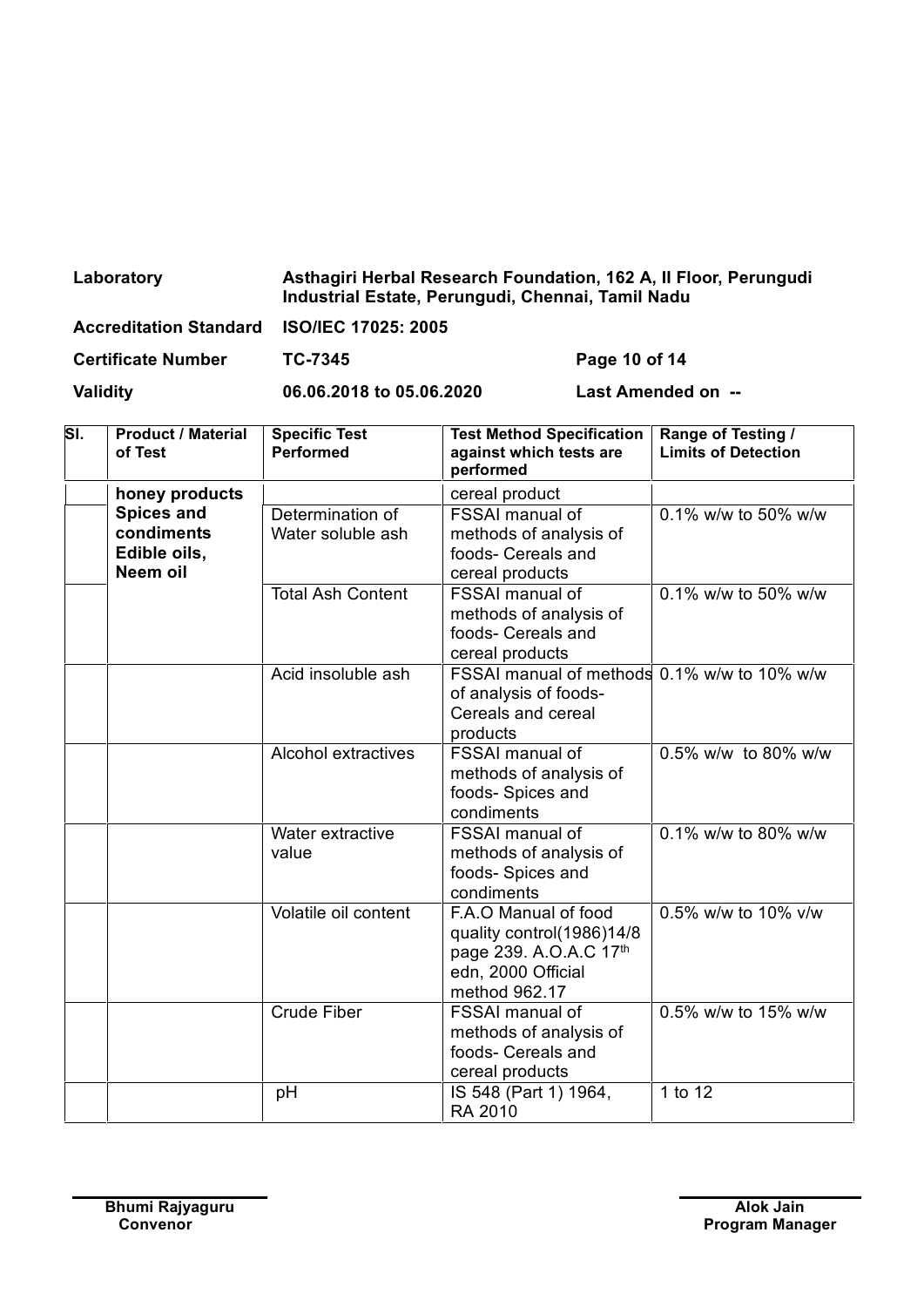| | | | |
|---|---|---|---|
| **Laboratory** | **Asthagiri Herbal Research Foundation, 162 A, II Floor, Perungudi Industrial Estate, Perungudi, Chennai, Tamil Nadu** | | |
| **Accreditation Standard** | **ISO/IEC 17025: 2005** | | |
| **Certificate Number** | **TC-7345** | **Page 10 of 14** | |
| **Validity** | **06.06.2018 to 05.06.2020** | **Last Amended on --** | |

| Sl. | Product / Material of Test | Specific Test Performed | Test Method Specification against which tests are performed | Range of Testing / Limits of Detection |
|---|---|---|---|---|
| | **honey products Spices and condiments Edible oils, Neem oil** | | cereal product | |
| | | Determination of Water soluble ash | FSSAI manual of methods of analysis of foods- Cereals and cereal products | 0.1% w/w to 50% w/w |
| | | Total Ash Content | FSSAI manual of methods of analysis of foods- Cereals and cereal products | 0.1% w/w to 50% w/w |
| | | Acid insoluble ash | FSSAI manual of methods of analysis of foods- Cereals and cereal products | 0.1% w/w to 10% w/w |
| | | Alcohol extractives | FSSAI manual of methods of analysis of foods- Spices and condiments | 0.5% w/w to 80% w/w |
| | | Water extractive value | FSSAI manual of methods of analysis of foods- Spices and condiments | 0.1% w/w to 80% w/w |
| | | Volatile oil content | F.A.O Manual of food quality control(1986)14/8 page 239. A.O.A.C 17th edn, 2000 Official method 962.17 | 0.5% w/w to 10% v/w |
| | | Crude Fiber | FSSAI manual of methods of analysis of foods- Cereals and cereal products | 0.5% w/w to 15% w/w |
| | | pH | IS 548 (Part 1) 1964, RA 2010 | 1 to 12 |

**Bhumi Rajyaguru**
**Convenor**

**Alok Jain**
**Program Manager**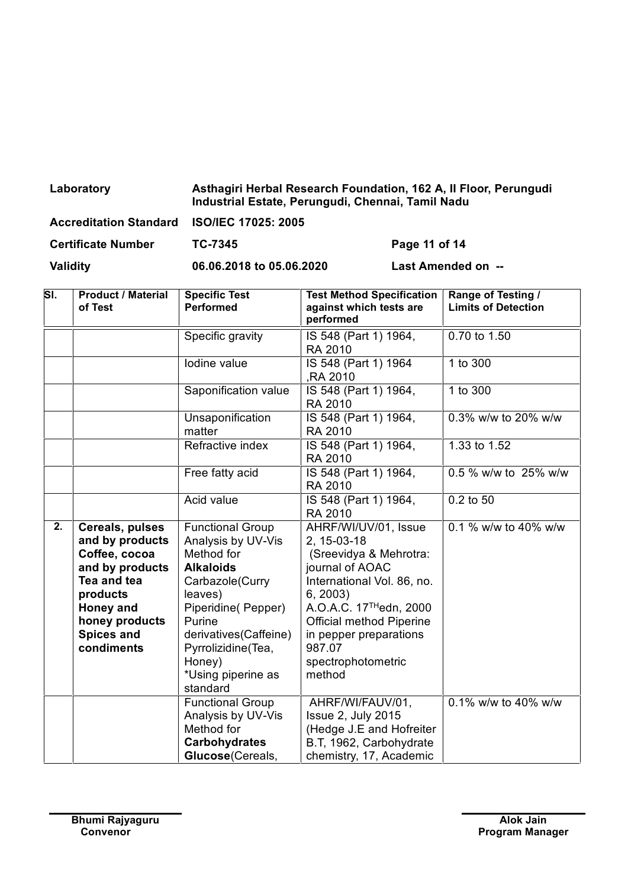| Laboratory | Asthagiri Herbal Research Foundation, 162 A, II Floor, Perungudi Industrial Estate, Perungudi, Chennai, Tamil Nadu | |
|---|---|---|
| Accreditation Standard | ISO/IEC 17025: 2005 | |
| Certificate Number | TC-7345 | Page 11 of 14 |
| Validity | 06.06.2018 to 05.06.2020 | Last Amended on -- |

| Sl. | Product / Material of Test | Specific Test Performed | Test Method Specification against which tests are performed | Range of Testing / Limits of Detection |
|---|---|---|---|---|
| | | Specific gravity | IS 548 (Part 1) 1964, RA 2010 | 0.70 to 1.50 |
| | | Iodine value | IS 548 (Part 1) 1964 ,RA 2010 | 1 to 300 |
| | | Saponification value | IS 548 (Part 1) 1964, RA 2010 | 1 to 300 |
| | | Unsaponification matter | IS 548 (Part 1) 1964, RA 2010 | 0.3% w/w to 20% w/w |
| | | Refractive index | IS 548 (Part 1) 1964, RA 2010 | 1.33 to 1.52 |
| | | Free fatty acid | IS 548 (Part 1) 1964, RA 2010 | 0.5 % w/w to 25% w/w |
| | | Acid value | IS 548 (Part 1) 1964, RA 2010 | 0.2 to 50 |
| 2. | **Cereals, pulses and by products Coffee, cocoa and by products Tea and tea products Honey and honey products Spices and condiments** | Functional Group Analysis by UV-Vis Method for **Alkaloids** Carbazole(Curry leaves) Piperidine( Pepper) Purine derivatives(Caffeine) Pyrrolizidine(Tea, Honey) *Using piperine as standard | AHRF/WI/UV/01, Issue 2, 15-03-18 (Sreevidya & Mehrotra: journal of AOAC International Vol. 86, no. 6, 2003) A.O.A.C. 17[TH]edn, 2000 Official method Piperine in pepper preparations 987.07 spectrophotometric method | 0.1 % w/w to 40% w/w |
| | | Functional Group Analysis by UV-Vis Method for **Carbohydrates Glucose**(Cereals, | AHRF/WI/FAUV/01, Issue 2, July 2015 (Hedge J.E and Hofreiter B.T, 1962, Carbohydrate chemistry, 17, Academic | 0.1% w/w to 40% w/w |

**Bhumi Rajyaguru**
**Convenor**

**Alok Jain**
**Program Manager**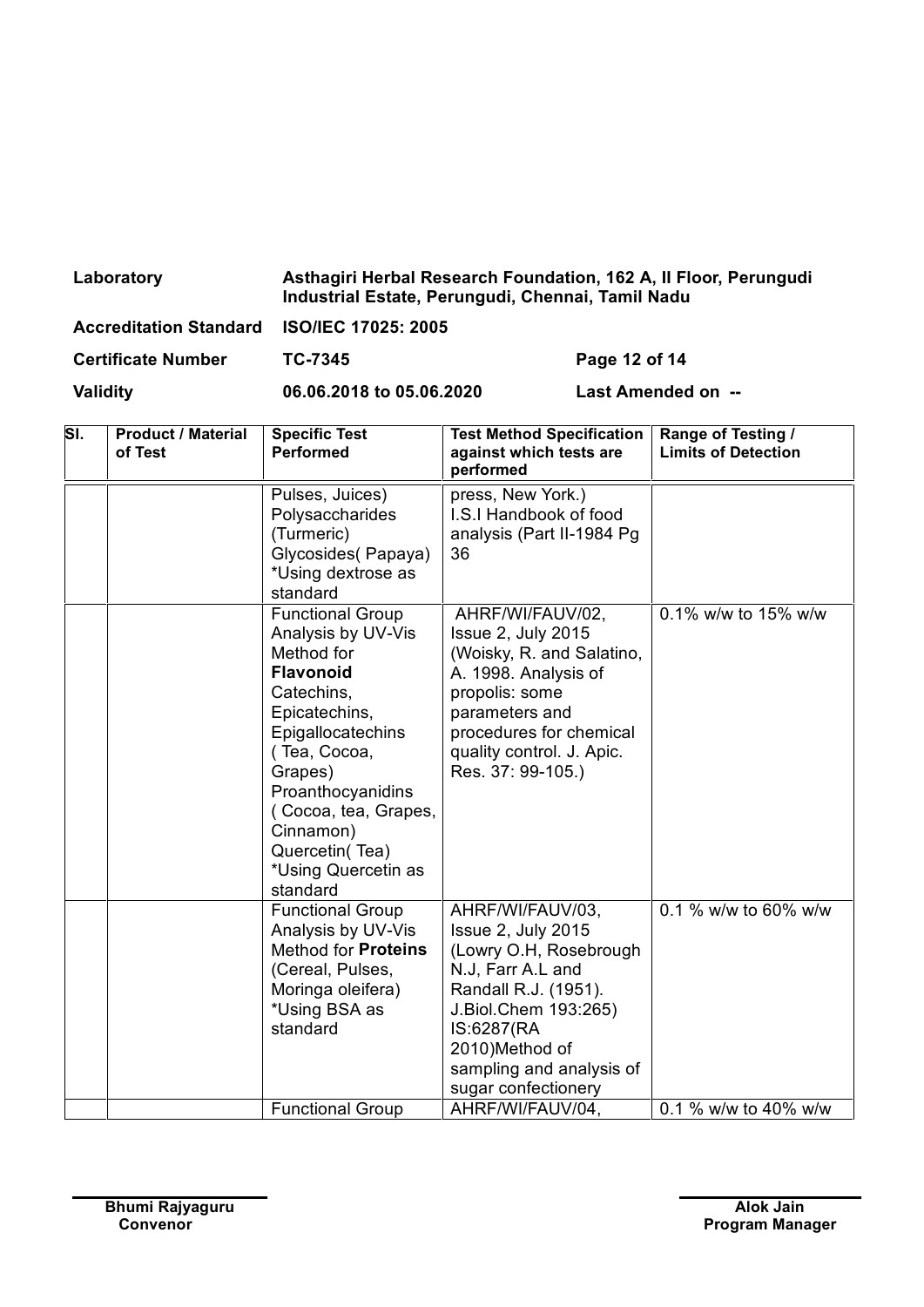| Laboratory | Asthagiri Herbal Research Foundation, 162 A, II Floor, Perungudi Industrial Estate, Perungudi, Chennai, Tamil Nadu | |
|---|---|---|
| Accreditation Standard | ISO/IEC 17025: 2005 | |
| Certificate Number | TC-7345 | Page 12 of 14 |
| Validity | 06.06.2018 to 05.06.2020 | Last Amended on -- |

| Sl. | Product / Material of Test | Specific Test Performed | Test Method Specification against which tests are performed | Range of Testing / Limits of Detection |
|---|---|---|---|---|
| | | Pulses, Juices) Polysaccharides (Turmeric) Glycosides( Papaya) *Using dextrose as standard | press, New York.) I.S.I Handbook of food analysis (Part II-1984 Pg 36 | |
| | | Functional Group Analysis by UV-Vis Method for **Flavonoid** Catechins, Epicatechins, Epigallocatechins ( Tea, Cocoa, Grapes) Proanthocyanidins ( Cocoa, tea, Grapes, Cinnamon) Quercetin( Tea) *Using Quercetin as standard | AHRF/WI/FAUV/02, Issue 2, July 2015 (Woisky, R. and Salatino, A. 1998. Analysis of propolis: some parameters and procedures for chemical quality control. J. Apic. Res. 37: 99-105.) | 0.1% w/w to 15% w/w |
| | | Functional Group Analysis by UV-Vis Method for **Proteins** (Cereal, Pulses, Moringa oleifera) *Using BSA as standard | AHRF/WI/FAUV/03, Issue 2, July 2015 (Lowry O.H, Rosebrough N.J, Farr A.L and Randall R.J. (1951). J.Biol.Chem 193:265) IS:6287(RA 2010)Method of sampling and analysis of sugar confectionery | 0.1 % w/w to 60% w/w |
| | | Functional Group | AHRF/WI/FAUV/04, | 0.1 % w/w to 40% w/w |

Bhumi Rajyaguru
Convenor

Alok Jain
Program Manager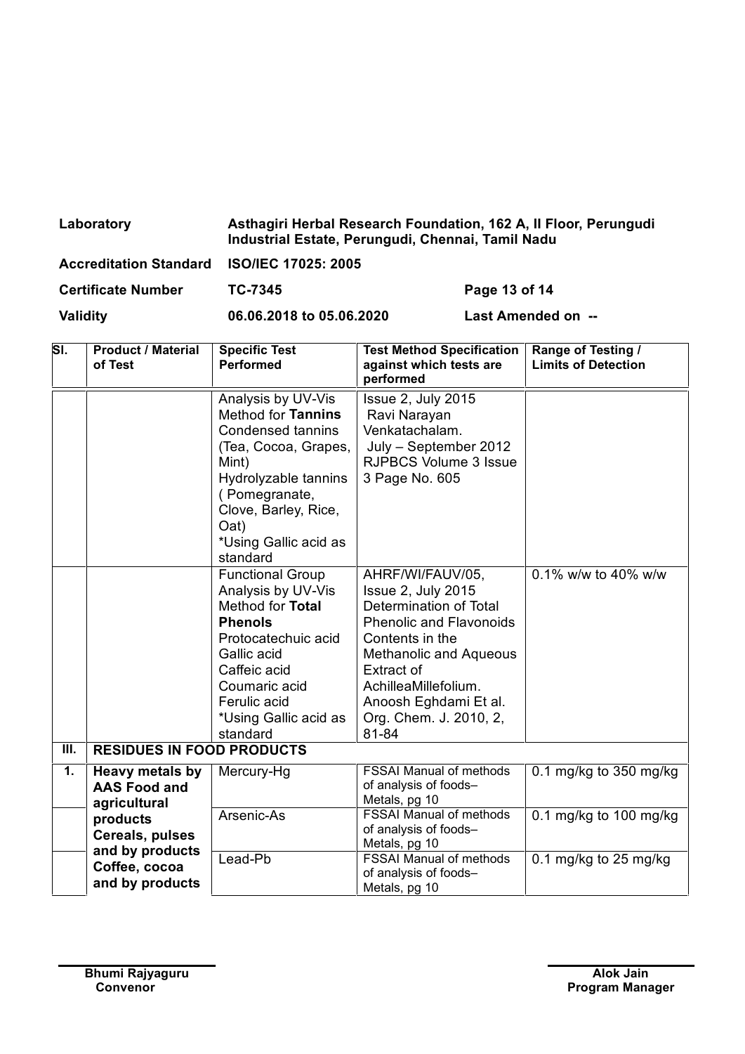| Laboratory | Asthagiri Herbal Research Foundation, 162 A, II Floor, Perungudi Industrial Estate, Perungudi, Chennai, Tamil Nadu | |
|---|---|---|
| Accreditation Standard | ISO/IEC 17025: 2005 | |
| Certificate Number | TC-7345 | Page 13 of 14 |
| Validity | 06.06.2018 to 05.06.2020 | Last Amended on -- |

| Sl. | Product / Material of Test | Specific Test Performed | Test Method Specification against which tests are performed | Range of Testing / Limits of Detection |
|---|---|---|---|---|
| | | Analysis by UV-Vis Method for **Tannins** Condensed tannins (Tea, Cocoa, Grapes, Mint) Hydrolyzable tannins ( Pomegranate, Clove, Barley, Rice, Oat) *Using Gallic acid as standard | Issue 2, July 2015 Ravi Narayan Venkatachalam. July – September 2012 RJPBCS Volume 3 Issue 3 Page No. 605 | |
| | | Functional Group Analysis by UV-Vis Method for **Total Phenols** Protocatechuic acid Gallic acid Caffeic acid Coumaric acid Ferulic acid *Using Gallic acid as standard | AHRF/WI/FAUV/05, Issue 2, July 2015 Determination of Total Phenolic and Flavonoids Contents in the Methanolic and Aqueous Extract of AchilleaMillefolium. Anoosh Eghdami Et al. Org. Chem. J. 2010, 2, 81-84 | 0.1% w/w to 40% w/w |
| **III.** | **RESIDUES IN FOOD PRODUCTS** | | | |
| **1.** | **Heavy metals by AAS Food and agricultural products Cereals, pulses and by products Coffee, cocoa and by products** | Mercury-Hg | FSSAI Manual of methods of analysis of foods– Metals, pg 10 | 0.1 mg/kg to 350 mg/kg |
| | | Arsenic-As | FSSAI Manual of methods of analysis of foods– Metals, pg 10 | 0.1 mg/kg to 100 mg/kg |
| | | Lead-Pb | FSSAI Manual of methods of analysis of foods– Metals, pg 10 | 0.1 mg/kg to 25 mg/kg |

**Bhumi Rajyaguru**
**Convenor**

**Alok Jain**
**Program Manager**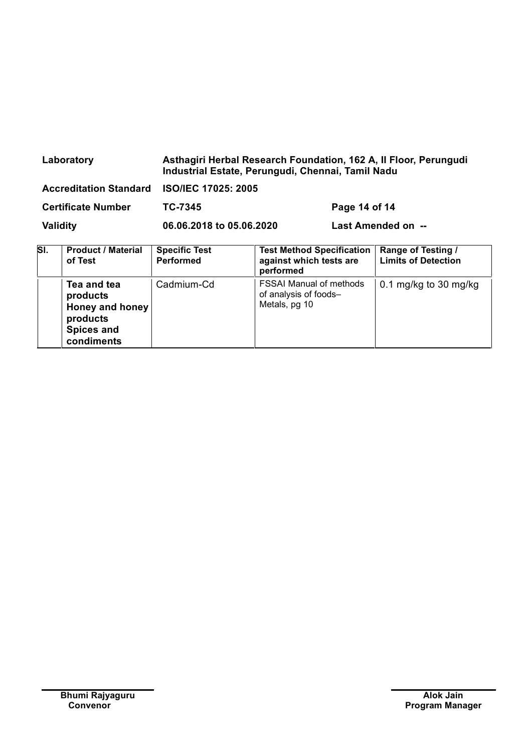| | | |
|---|---|---|
| **Laboratory** | **Asthagiri Herbal Research Foundation, 162 A, II Floor, Perungudi Industrial Estate, Perungudi, Chennai, Tamil Nadu** | |
| **Accreditation Standard** | **ISO/IEC 17025: 2005** | |
| **Certificate Number** | **TC-7345** | |
| **Validity** | **06.06.2018 to 05.06.2020** | **Last Amended on --** |

| Sl. | Product / Material of Test | Specific Test Performed | Test Method Specification against which tests are performed | Range of Testing / Limits of Detection |
|---|---|---|---|---|
| | **Tea and tea products**<br>**Honey and honey products**<br>**Spices and condiments** | Cadmium-Cd | FSSAI Manual of methods of analysis of foods– Metals, pg 10 | 0.1 mg/kg to 30 mg/kg |

**Bhumi Rajyaguru**
**Convenor**

**Alok Jain**
**Program Manager**